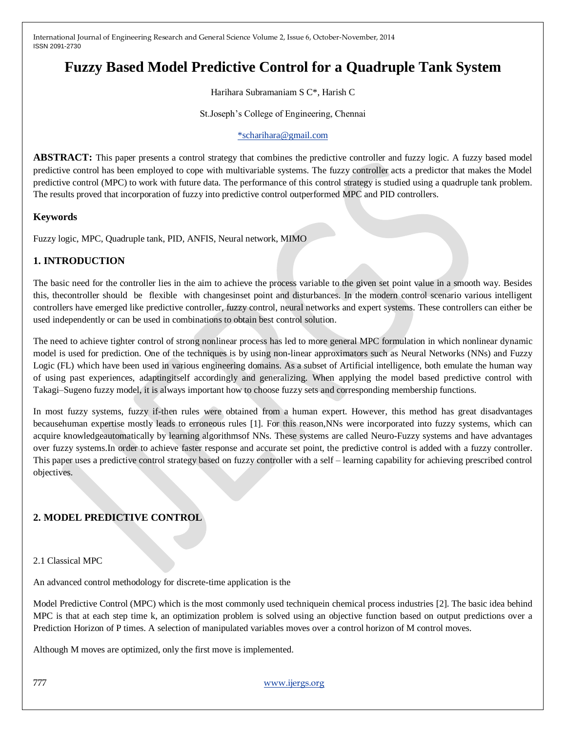# Fuzzy Based Model Predictive Control for a Quadruple Tank System

Harihara Subramaniam S C*, Harish C

St.Joseph's College of Engineering, Chennai

*scharihara@gmail.com

**ABSTRACT:** This paper presents a control strategy that combines the predictive controller and fuzzy logic. A fuzzy based model predictive control has been employed to cope with multivariable systems. The fuzzy controller acts a predictor that makes the Model predictive control (MPC) to work with future data. The performance of this control strategy is studied using a quadruple tank problem. The results proved that incorporation of fuzzy into predictive control outperformed MPC and PID controllers.

### Keywords

Fuzzy logic, MPC, Quadruple tank, PID, ANFIS, Neural network, MIMO

## 1. INTRODUCTION

The basic need for the controller lies in the aim to achieve the process variable to the given set point value in a smooth way. Besides this, thecontroller should be flexible with changesinset point and disturbances. In the modern control scenario various intelligent controllers have emerged like predictive controller, fuzzy control, neural networks and expert systems. These controllers can either be used independently or can be used in combinations to obtain best control solution.

The need to achieve tighter control of strong nonlinear process has led to more general MPC formulation in which nonlinear dynamic model is used for prediction. One of the techniques is by using non-linear approximators such as Neural Networks (NNs) and Fuzzy Logic (FL) which have been used in various engineering domains. As a subset of Artificial intelligence, both emulate the human way of using past experiences, adaptingitself accordingly and generalizing. When applying the model based predictive control with Takagi–Sugeno fuzzy model, it is always important how to choose fuzzy sets and corresponding membership functions.

In most fuzzy systems, fuzzy if-then rules were obtained from a human expert. However, this method has great disadvantages becausehuman expertise mostly leads to erroneous rules [1]. For this reason,NNs were incorporated into fuzzy systems, which can acquire knowledgeautomatically by learning algorithmsof NNs. These systems are called Neuro-Fuzzy systems and have advantages over fuzzy systems.In order to achieve faster response and accurate set point, the predictive control is added with a fuzzy controller. This paper uses a predictive control strategy based on fuzzy controller with a self – learning capability for achieving prescribed control objectives.

## 2. MODEL PREDICTIVE CONTROL

### 2.1 Classical MPC

An advanced control methodology for discrete-time application is the

Model Predictive Control (MPC) which is the most commonly used techniquein chemical process industries [2]. The basic idea behind MPC is that at each step time k, an optimization problem is solved using an objective function based on output predictions over a Prediction Horizon of P times. A selection of manipulated variables moves over a control horizon of M control moves.

Although M moves are optimized, only the first move is implemented.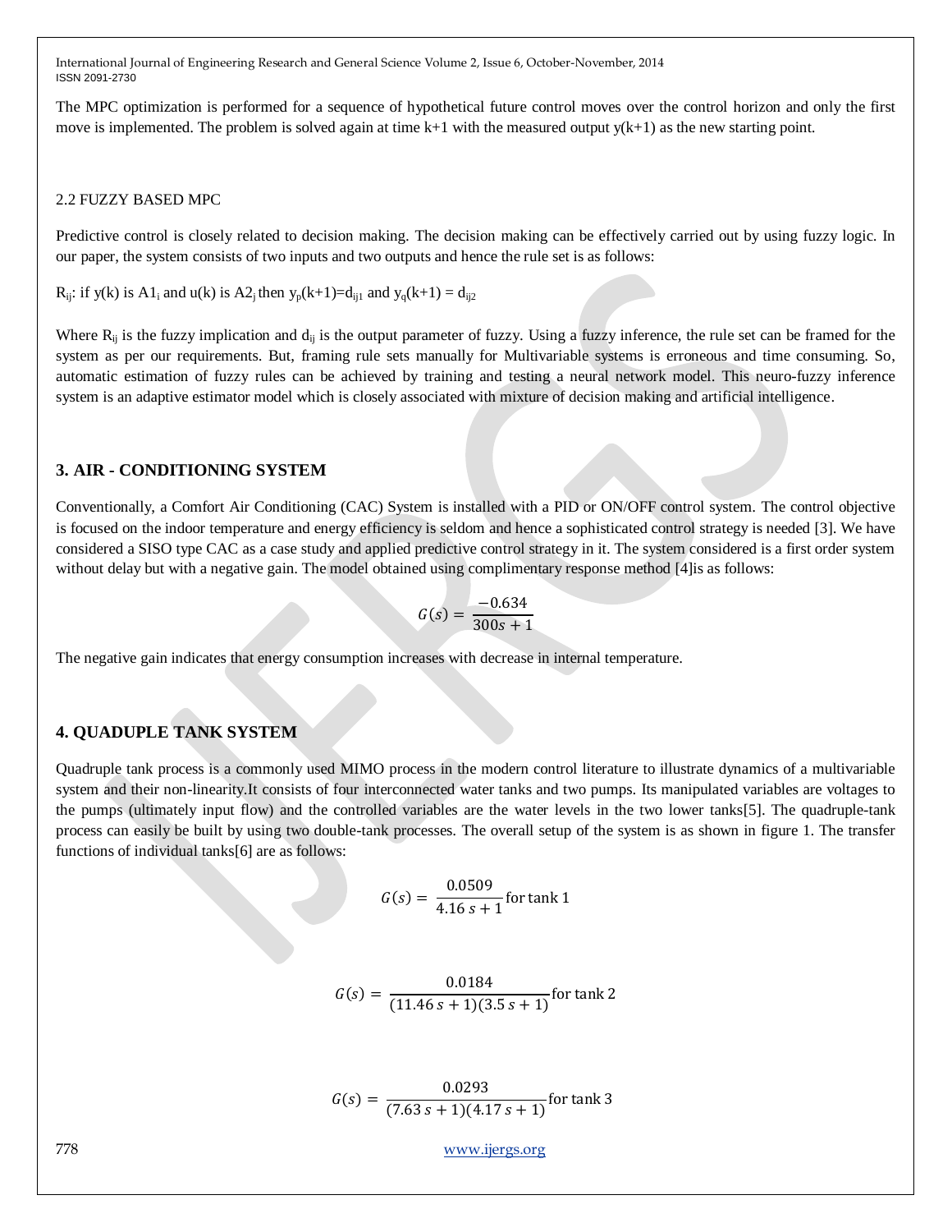The MPC optimization is performed for a sequence of hypothetical future control moves over the control horizon and only the first move is implemented. The problem is solved again at time k+1 with the measured output y(k+1) as the new starting point.

### 2.2 FUZZY BASED MPC

Predictive control is closely related to decision making. The decision making can be effectively carried out by using fuzzy logic. In our paper, the system consists of two inputs and two outputs and hence the rule set is as follows:

$R_{ij}$: if y(k) is $A1_i$ and u(k) is $A2_j$ then $y_p(k+1)=d_{ij1}$ and $y_q(k+1) = d_{ij2}$

Where $R_{ij}$ is the fuzzy implication and $d_{ij}$ is the output parameter of fuzzy. Using a fuzzy inference, the rule set can be framed for the system as per our requirements. But, framing rule sets manually for Multivariable systems is erroneous and time consuming. So, automatic estimation of fuzzy rules can be achieved by training and testing a neural network model. This neuro-fuzzy inference system is an adaptive estimator model which is closely associated with mixture of decision making and artificial intelligence.

## 3. AIR - CONDITIONING SYSTEM

Conventionally, a Comfort Air Conditioning (CAC) System is installed with a PID or ON/OFF control system. The control objective is focused on the indoor temperature and energy efficiency is seldom and hence a sophisticated control strategy is needed [3]. We have considered a SISO type CAC as a case study and applied predictive control strategy in it. The system considered is a first order system without delay but with a negative gain. The model obtained using complimentary response method [4]is as follows:

$$G(s) = \frac{-0.634}{300s + 1}$$

The negative gain indicates that energy consumption increases with decrease in internal temperature.

## 4. QUADUPLE TANK SYSTEM

Quadruple tank process is a commonly used MIMO process in the modern control literature to illustrate dynamics of a multivariable system and their non-linearity.It consists of four interconnected water tanks and two pumps. Its manipulated variables are voltages to the pumps (ultimately input flow) and the controlled variables are the water levels in the two lower tanks[5]. The quadruple-tank process can easily be built by using two double-tank processes. The overall setup of the system is as shown in figure 1. The transfer functions of individual tanks[6] are as follows:

$$G(s) = \frac{0.0509}{4.16\,s + 1} \text{for tank 1}$$

$$G(s) = \frac{0.0184}{(11.46\,s + 1)(3.5\,s + 1)} \text{for tank 2}$$

$$G(s) = \frac{0.0293}{(7.63\,s + 1)(4.17\,s + 1)} \text{for tank 3}$$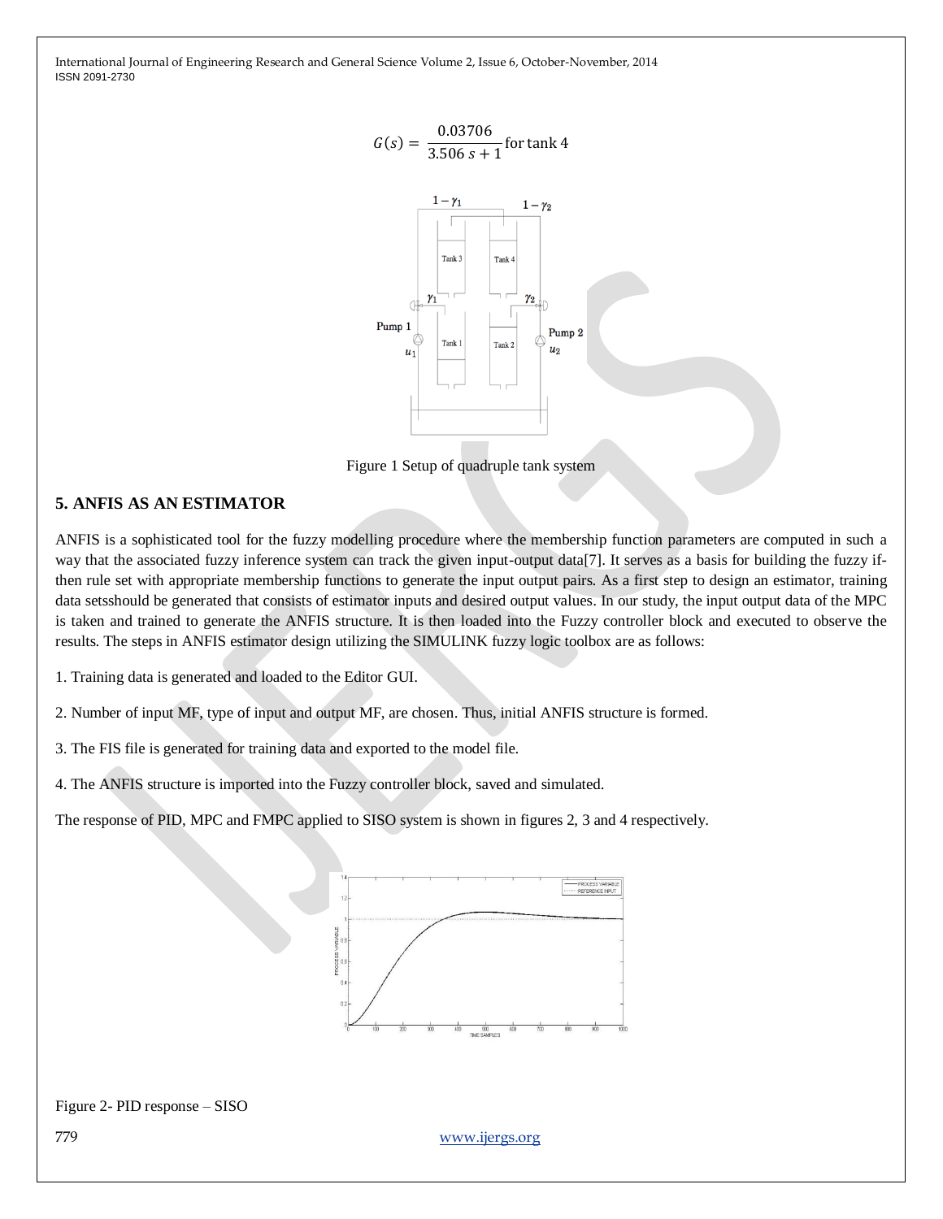$$G(s) = \frac{0.03706}{3.506\,s + 1} \text{ for tank 4}$$

Figure 1 Setup of quadruple tank system

## 5. ANFIS AS AN ESTIMATOR

ANFIS is a sophisticated tool for the fuzzy modelling procedure where the membership function parameters are computed in such a way that the associated fuzzy inference system can track the given input-output data[7]. It serves as a basis for building the fuzzy if-then rule set with appropriate membership functions to generate the input output pairs. As a first step to design an estimator, training data setsshould be generated that consists of estimator inputs and desired output values. In our study, the input output data of the MPC is taken and trained to generate the ANFIS structure. It is then loaded into the Fuzzy controller block and executed to observe the results. The steps in ANFIS estimator design utilizing the SIMULINK fuzzy logic toolbox are as follows:

1. Training data is generated and loaded to the Editor GUI.

2. Number of input MF, type of input and output MF, are chosen. Thus, initial ANFIS structure is formed.

3. The FIS file is generated for training data and exported to the model file.

4. The ANFIS structure is imported into the Fuzzy controller block, saved and simulated.

The response of PID, MPC and FMPC applied to SISO system is shown in figures 2, 3 and 4 respectively.

Figure 2- PID response – SISO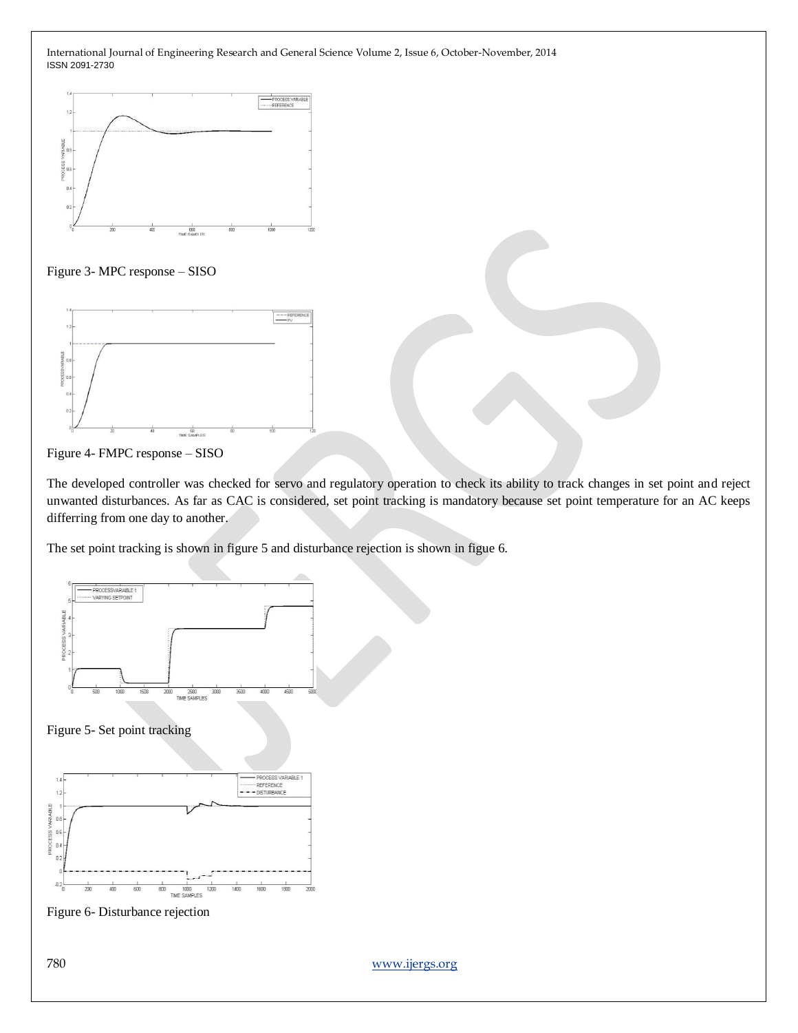Figure 3- MPC response – SISO

Figure 4- FMPC response – SISO

The developed controller was checked for servo and regulatory operation to check its ability to track changes in set point and reject unwanted disturbances. As far as CAC is considered, set point tracking is mandatory because set point temperature for an AC keeps differring from one day to another.

The set point tracking is shown in figure 5 and disturbance rejection is shown in figue 6.

Figure 5- Set point tracking

Figure 6- Disturbance rejection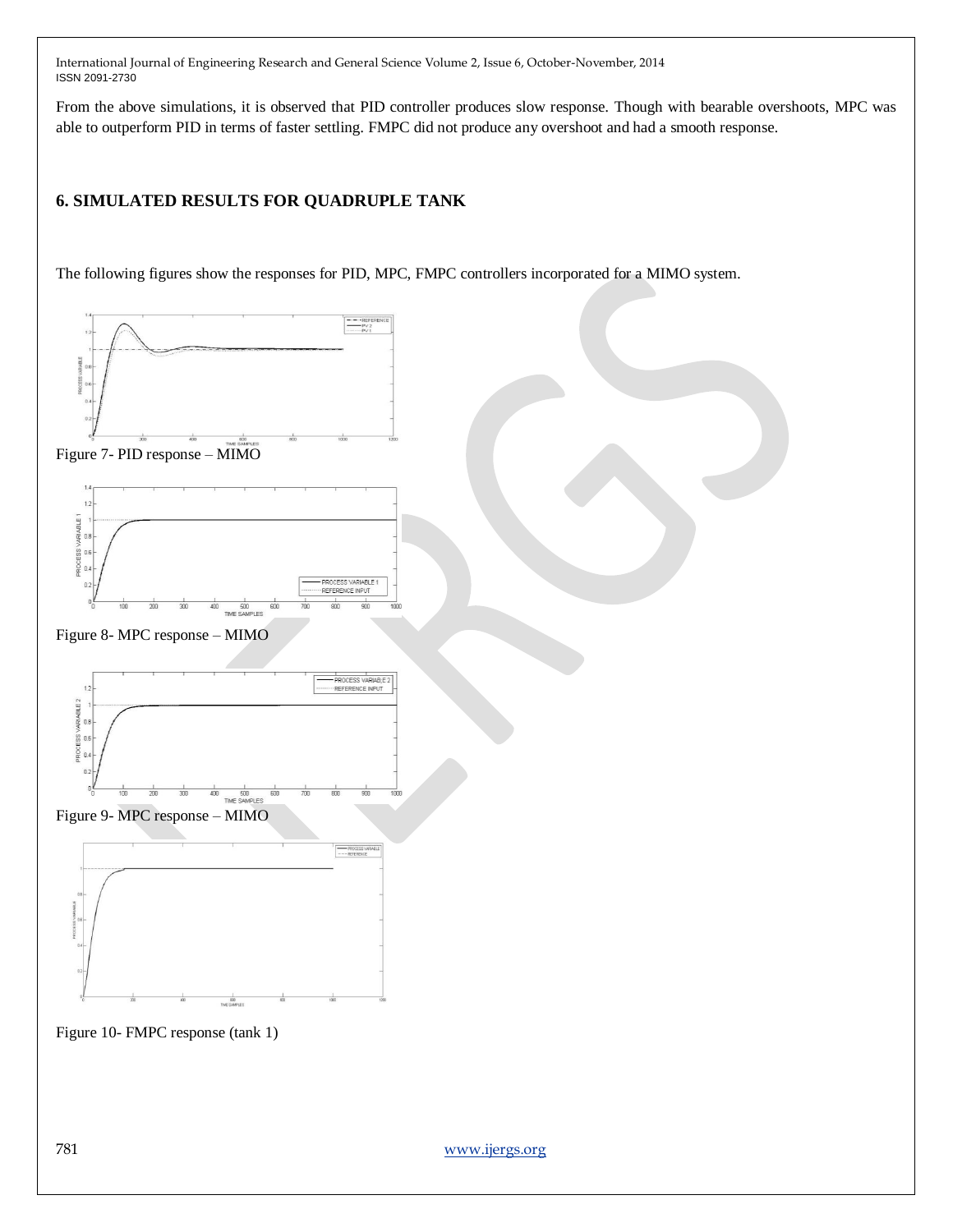From the above simulations, it is observed that PID controller produces slow response. Though with bearable overshoots, MPC was able to outperform PID in terms of faster settling. FMPC did not produce any overshoot and had a smooth response.

## 6. SIMULATED RESULTS FOR QUADRUPLE TANK

The following figures show the responses for PID, MPC, FMPC controllers incorporated for a MIMO system.

Figure 7- PID response – MIMO

Figure 8- MPC response – MIMO

Figure 9- MPC response – MIMO

Figure 10- FMPC response (tank 1)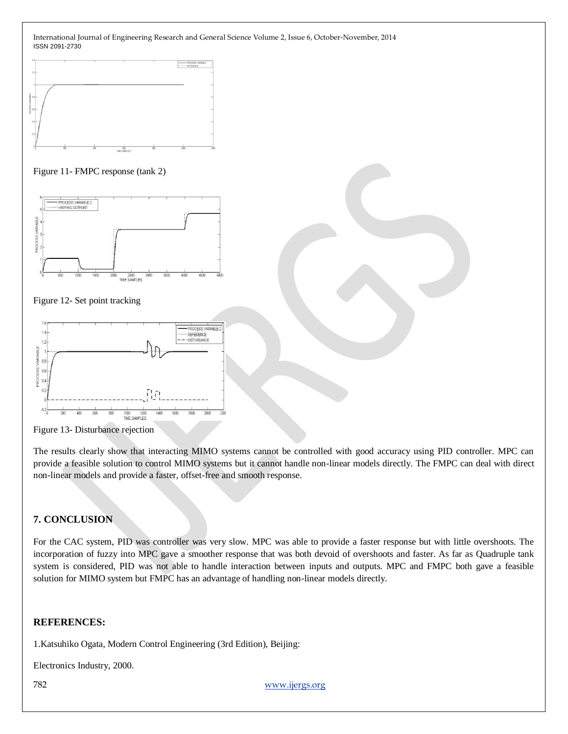Figure 11- FMPC response (tank 2)

Figure 12- Set point tracking

Figure 13- Disturbance rejection

The results clearly show that interacting MIMO systems cannot be controlled with good accuracy using PID controller. MPC can provide a feasible solution to control MIMO systems but it cannot handle non-linear models directly. The FMPC can deal with direct non-linear models and provide a faster, offset-free and smooth response.

## 7. CONCLUSION

For the CAC system, PID was controller was very slow. MPC was able to provide a faster response but with little overshoots. The incorporation of fuzzy into MPC gave a smoother response that was both devoid of overshoots and faster. As far as Quadruple tank system is considered, PID was not able to handle interaction between inputs and outputs. MPC and FMPC both gave a feasible solution for MIMO system but FMPC has an advantage of handling non-linear models directly.

## REFERENCES:

1.Katsuhiko Ogata, Modern Control Engineering (3rd Edition), Beijing:

Electronics Industry, 2000.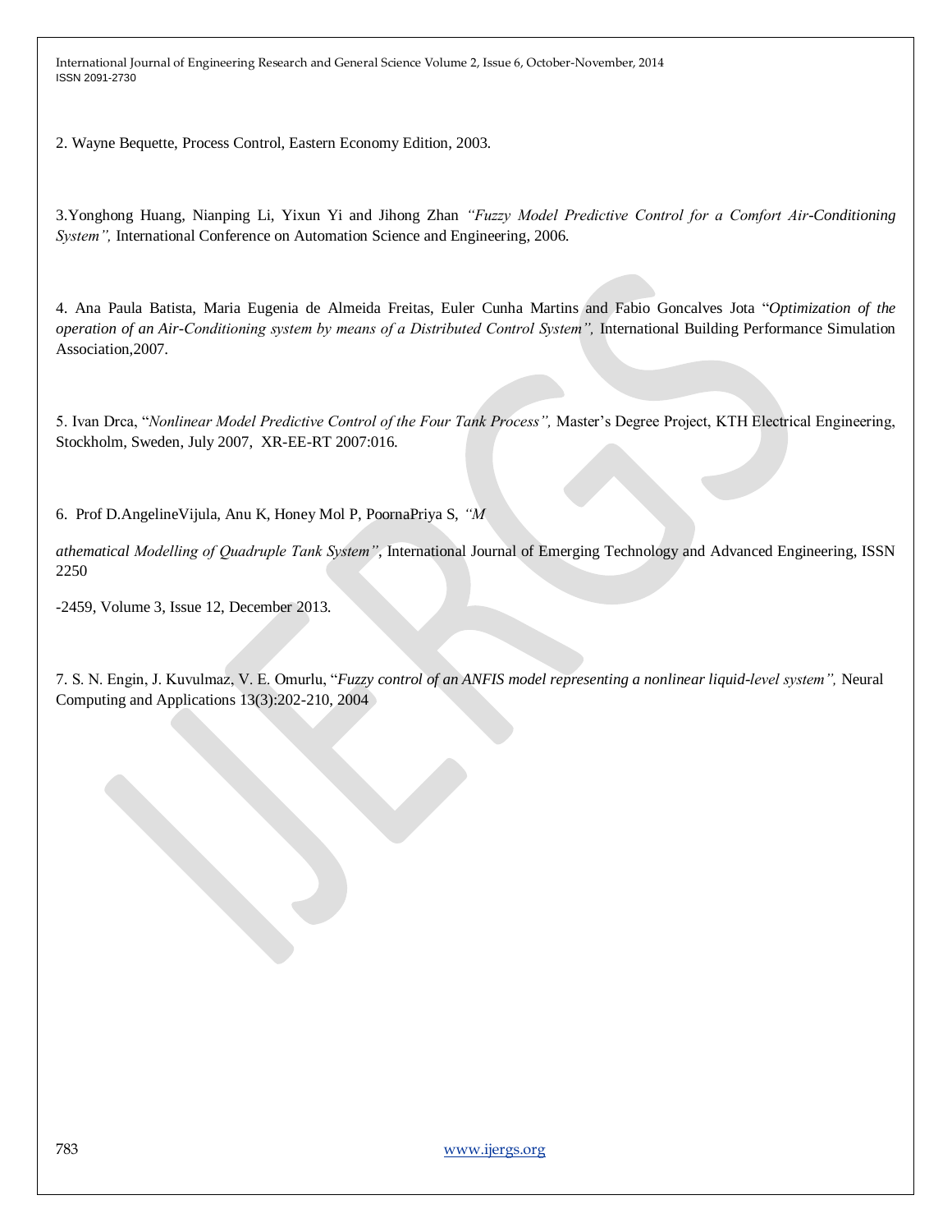2. Wayne Bequette, Process Control, Eastern Economy Edition, 2003.

3.Yonghong Huang, Nianping Li, Yixun Yi and Jihong Zhan *"Fuzzy Model Predictive Control for a Comfort Air-Conditioning System",* International Conference on Automation Science and Engineering, 2006.

4. Ana Paula Batista, Maria Eugenia de Almeida Freitas, Euler Cunha Martins and Fabio Goncalves Jota "*Optimization of the operation of an Air-Conditioning system by means of a Distributed Control System",* International Building Performance Simulation Association,2007.

5. Ivan Drca, "*Nonlinear Model Predictive Control of the Four Tank Process",* Master's Degree Project, KTH Electrical Engineering, Stockholm, Sweden, July 2007, XR-EE-RT 2007:016.

6. Prof D.AngelineVijula, Anu K, Honey Mol P, PoornaPriya S, *"M*

*athematical Modelling of Quadruple Tank System"*, International Journal of Emerging Technology and Advanced Engineering, ISSN 2250

-2459, Volume 3, Issue 12, December 2013.

7. S. N. Engin, J. Kuvulmaz, V. E. Omurlu, "*Fuzzy control of an ANFIS model representing a nonlinear liquid-level system",* Neural Computing and Applications 13(3):202-210, 2004